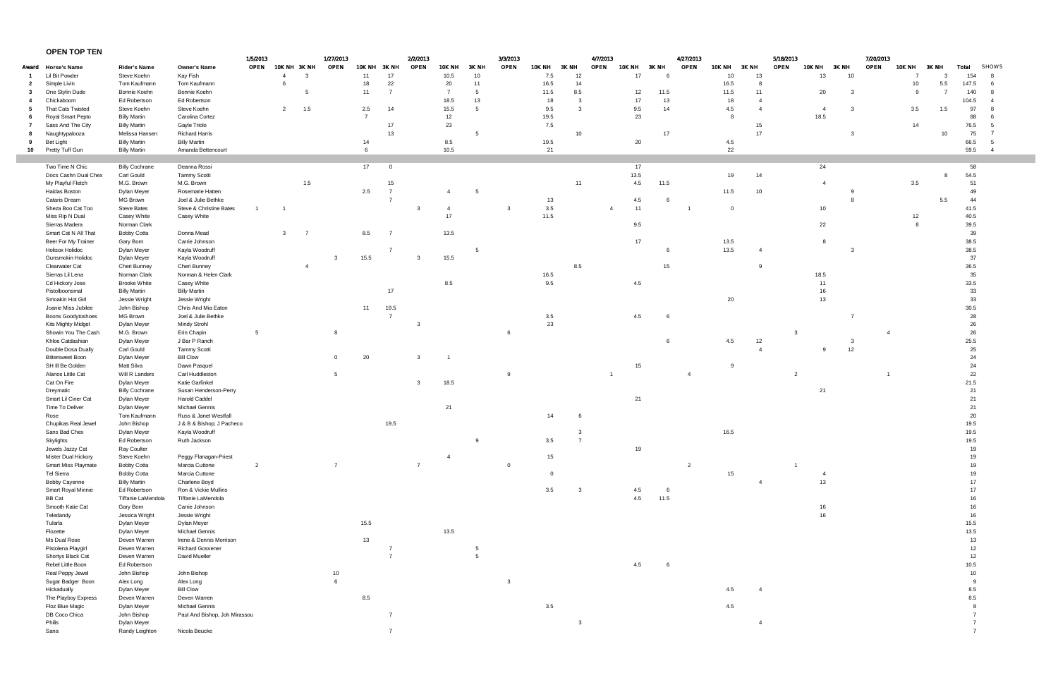**OPEN TOP TEN**

| | | | | 1/5/2013 | | | 1/27/2013 | | | 2/2/2013 | | | 3/3/2013 | | | 4/7/2013 | | | 4/27/2013 | | | 5/18/2013 | | | 7/20/2013 | | | | |
|---|---|---|---|---|---|---|---|---|---|---|---|---|---|---|---|---|---|---|---|---|---|---|---|---|---|---|---|---|---|
| Award | Horse's Name | Rider's Name | Owner's Name | OPEN | 10K NH | 3K NH | OPEN | 10K NH | 3K NH | OPEN | 10K NH | 3K NH | OPEN | 10K NH | 3K NH | OPEN | 10K NH | 3K NH | OPEN | 10K NH | 3K NH | OPEN | 10K NH | 3K NH | OPEN | 10K NH | 3K NH | Total | SHOWS |
| 1 | Lil Bit Powder | Steve Koehn | Kay Fish | | 4 | 3 | | 11 | 17 | | 10.5 | 10 | | 7.5 | 12 | | 17 | 6 | | 10 | 13 | | 13 | 10 | | 7 | 3 | 154 | 8 |
| 2 | Simple Livin | Tom Kaufmann | Tom Kaufmann | | 6 | | | 18 | 22 | | 20 | 11 | | 16.5 | 14 | | | | | 16.5 | 8 | | | | | 10 | 5.5 | 147.5 | 6 |
| 3 | One Stylin Dude | Bonnie Koehn | Bonnie Koehn | | | 5 | | 11 | 7 | | 7 | 5 | | 11.5 | 8.5 | | 12 | 11.5 | | 11.5 | 11 | | 20 | 3 | | 9 | 7 | 140 | 8 |
| 4 | Chickaboom | Ed Robertson | Ed Robertson | | | | | | | | 18.5 | 13 | | 18 | 3 | | 17 | 13 | | 18 | 4 | | | | | | | 104.5 | 4 |
| 5 | That Cats Twisted | Steve Koehn | Steve Koehn | | 2 | 1.5 | | 2.5 | 14 | | 15.5 | 5 | | 9.5 | 3 | | 9.5 | 14 | | 4.5 | 4 | | 4 | 3 | | 3.5 | 1.5 | 97 | 8 |
| 6 | Royal Smart Pepto | Billy Martin | Carolina Cortez | | | | | 7 | | | 12 | | | 19.5 | | | 23 | | | 8 | | | 18.5 | | | | | 88 | 6 |
| 7 | Sass And The City | Billy Martin | Gayle Triolo | | | | | | 17 | | 23 | | | 7.5 | | | | | | | 15 | | | | | 14 | | 76.5 | 5 |
| 8 | Naughtypalooza | Melissa Hansen | Richard Harris | | | | | | 13 | | | 5 | | | 10 | | | 17 | | | 17 | | | 3 | | | 10 | 75 | 7 |
| 9 | Bet Light | Billy Martin | Billy Martin | | | | | 14 | | | 8.5 | | | 19.5 | | | 20 | | | 4.5 | | | | | | | | 66.5 | 5 |
| 10 | Pretty Tuff Gun | Billy Martin | Amanda Bettencourt | | | | | 6 | | | 10.5 | | | 21 | | | | | | 22 | | | | | | | | 59.5 | 4 |
| | Two Time N Chic | Billy Cochrane | Deanna Rossi | | | | | 17 | 0 | | | | | | | | 17 | | | | | | 24 | | | | | 58 | |
| | Docs Cashn Dual Chex | Carl Gould | Tammy Scotti | | | | | | | | | | | | | | 13.5 | | | 19 | 14 | | | | | | 8 | 54.5 | |
| | My Playful Fletch | M.G. Brown | M.G. Brown | | | 1.5 | | | 15 | | | | | | 11 | | 4.5 | 11.5 | | | | | 4 | | | 3.5 | | 51 | |
| | Haidas Boston | Dylan Meyer | Rosemarie Hatten | | | | | 2.5 | 7 | | 4 | 5 | | | | | | | | 11.5 | 10 | | | 9 | | | | 49 | |
| | Cataris Dream | MG Brown | Joel & Julie Bethke | | | | | | 7 | | | | | 13 | | | 4.5 | 6 | | | | | | 8 | | | 5.5 | 44 | |
| | Sheza Boo Cat Too | Steve Bates | Steve & Christine Bates | 1 | 1 | | | | | 3 | 4 | | 3 | 3.5 | | 4 | 11 | | 1 | 0 | | | 10 | | | | | 41.5 | |
| | Miss Rip N Dual | Casey White | Casey White | | | | | | | | 17 | | | 11.5 | | | | | | | | | | | | 12 | | 40.5 | |
| | Sierras Madera | Norman Clark | | | | | | | | | | | | | | | 9.5 | | | | | | 22 | | | 8 | | 39.5 | |
| | Smart Cat N All That | Bobby Cotta | Donna Mead | | 3 | 7 | | 8.5 | 7 | | 13.5 | | | | | | | | | | | | | | | | | 39 | |
| | Beer For My Trainer | Gary Born | Carrie Johnson | | | | | | | | | | | | | | 17 | | | 13.5 | | | 8 | | | | | 38.5 | |
| | Holisox Holidoc | Dylan Meyer | Kayla Woodruff | | | | | | 7 | | | 5 | | | | | | 6 | | 13.5 | 4 | | | 3 | | | | 38.5 | |
| | Gunsmokin Holidoc | Dylan Meyer | Kayla Woodruff | | | | 3 | 15.5 | | 3 | 15.5 | | | | | | | | | | | | | | | | | 37 | |
| | Clearwater Cat | Cheri Bunney | Cheri Bunney | | | 4 | | | | | | | | | 8.5 | | | 15 | | | 9 | | | | | | | 36.5 | |
| | Sierras Lil Lena | Norman Clark | Norman & Helen Clark | | | | | | | | | | | 16.5 | | | | | | | | | 18.5 | | | | | 35 | |
| | Cd Hickory Jose | Brooke White | Casey White | | | | | | | | 8.5 | | | 9.5 | | | 4.5 | | | | | | 11 | | | | | 33.5 | |
| | Pistolboonsmal | Billy Martin | Billy Martin | | | | | | 17 | | | | | | | | | | | | | | 16 | | | | | 33 | |
| | Smoakin Hot Girl | Jessie Wright | Jessie Wright | | | | | | | | | | | | | | | | | 20 | | | 13 | | | | | 33 | |
| | Joanie Miss Jubilee | John Bishop | Chris And Mia Eaton | | | | | 11 | 19.5 | | | | | | | | | | | | | | | | | | | 30.5 | |
| | Boons Goodytoshoes | MG Brown | Joel & Julie Bethke | | | | | | 7 | | | | | 3.5 | | | 4.5 | 6 | | | | | | 7 | | | | 28 | |
| | Kits Mighty Midget | Dylan Meyer | Mindy Strohl | | | | | | | 3 | | | | 23 | | | | | | | | | | | | | | 26 | |
| | Showin You The Cash | M.G. Brown | Erin Chapin | 5 | | | 8 | | | | | | 6 | | | | | | | | | 3 | | | 4 | | | 26 | |
| | Khloe Catdashian | Dylan Meyer | J Bar P Ranch | | | | | | | | | | | | | | | 6 | | 4.5 | 12 | | | 3 | | | | 25.5 | |
| | Double Dosa Dually | Carl Gould | Tammy Scotti | | | | | | | | | | | | | | | | | | 4 | | 9 | 12 | | | | 25 | |
| | Bittersweet Boon | Dylan Meyer | Bill Clow | | | | 0 | 20 | | 3 | 1 | | | | | | | | | | | | | | | | | 24 | |
| | SH Ill Be Golden | Matt Silva | Dawn Pasquel | | | | | | | | | | | | | | 15 | | | 9 | | | | | | | | 24 | |
| | Alanos Little Cat | Will R Landers | Carl Huddleston | | | | 5 | | | | | | 9 | | | 1 | | | 4 | | | 2 | | | 1 | | | 22 | |
| | Cat On Fire | Dylan Meyer | Katie Garfinkel | | | | | | | 3 | 18.5 | | | | | | | | | | | | | | | | | 21.5 | |
| | Dreymatic | Billy Cochrane | Susan Henderson-Perry | | | | | | | | | | | | | | | | | | | | 21 | | | | | 21 | |
| | Smart Lil Ciner Cat | Dylan Meyer | Harold Caddel | | | | | | | | | | | | | | 21 | | | | | | | | | | | 21 | |
| | Time To Deliver | Dylan Meyer | Michael Gennis | | | | | | | | 21 | | | | | | | | | | | | | | | | | 21 | |
| | Rose | Tom Kaufmann | Russ & Janet Westfall | | | | | | | | | | | 14 | 6 | | | | | | | | | | | | | 20 | |
| | Chupikas Real Jewel | John Bishop | J & B & Bishop; J Pacheco | | | | | | 19.5 | | | | | | | | | | | | | | | | | | | 19.5 | |
| | Sans Bad Chex | Dylan Meyer | Kayla Woodruff | | | | | | | | | | | | 3 | | | | | 16.5 | | | | | | | | 19.5 | |
| | Skylights | Ed Robertson | Ruth Jackson | | | | | | | | | 9 | | 3.5 | 7 | | | | | | | | | | | | | 19.5 | |
| | Jewels Jazzy Cat | Ray Coulter | | | | | | | | | | | | | | | 19 | | | | | | | | | | | 19 | |
| | Mister Dual Hickory | Steve Koehn | Peggy Flanagan-Priest | | | | | | | | 4 | | | 15 | | | | | | | | | | | | | | 19 | |
| | Smart Miss Playmate | Bobby Cotta | Marcia Cuttone | 2 | | | 7 | | | 7 | | | 0 | | | | | | 2 | | | 1 | | | | | | 19 | |
| | Tel Sierra | Bobby Cotta | Marcia Cuttone | | | | | | | | | | | 0 | | | | | | 15 | | | 4 | | | | | 19 | |
| | Bobby Cayenne | Billy Martin | Charlene Boyd | | | | | | | | | | | | | | | | | | 4 | | 13 | | | | | 17 | |
| | Smart Royal Minnie | Ed Robertson | Ron & Vickie Mullins | | | | | | | | | | | 3.5 | 3 | | 4.5 | 6 | | | | | | | | | | 17 | |
| | BB Cat | Tiffanie LaMendola | Tiffanie LaMendola | | | | | | | | | | | | | | 4.5 | 11.5 | | | | | | | | | | 16 | |
| | Smooth Katie Cat | Gary Born | Carrie Johnson | | | | | | | | | | | | | | | | | | | | 16 | | | | | 16 | |
| | Teledandy | Jessica Wright | Jessie Wright | | | | | | | | | | | | | | | | | | | | 16 | | | | | 16 | |
| | Tularla | Dylan Meyer | Dylan Meyer | | | | | 15.5 | | | | | | | | | | | | | | | | | | | | 15.5 | |
| | Flozette | Dylan Meyer | Michael Gennis | | | | | | | | 13.5 | | | | | | | | | | | | | | | | | 13.5 | |
| | Ms Dual Rose | Deven Warren | Irene & Dennis Morrison | | | | | 13 | | | | | | | | | | | | | | | | | | | | 13 | |
| | Pistolena Playgirl | Deven Warren | Richard Gosvener | | | | | | 7 | | | 5 | | | | | | | | | | | | | | | | 12 | |
| | Shortys Black Cat | Deven Warren | David Mueller | | | | | | 7 | | | 5 | | | | | | | | | | | | | | | | 12 | |
| | Rebel Little Boon | Ed Robertson | | | | | | | | | | | | | | | 4.5 | 6 | | | | | | | | | | 10.5 | |
| | Real Peppy Jewel | John Bishop | John Bishop | | | | 10 | | | | | | | | | | | | | | | | | | | | | 10 | |
| | Sugar Badger Boon | Alex Long | Alex Long | | | | 6 | | | | | | 3 | | | | | | | | | | | | | | | 9 | |
| | Hickadually | Dylan Meyer | Bill Clow | | | | | | | | | | | | | | | | | 4.5 | 4 | | | | | | | 8.5 | |
| | The Playboy Express | Deven Warren | Deven Warren | | | | | 8.5 | | | | | | | | | | | | | | | | | | | | 8.5 | |
| | Floz Blue Magic | Dylan Meyer | Michael Gennis | | | | | | | | | | | 3.5 | | | | | | 4.5 | | | | | | | | 8 | |
| | DB Coco Chica | John Bishop | Paul And Bishop, Joh Mirassou | | | | | | 7 | | | | | | | | | | | | | | | | | | | 7 | |
| | Philis | Dylan Meyer | | | | | | | | | | | | | 3 | | | | | | 4 | | | | | | | 7 | |
| | Sana | Randy Leighton | Nicola Beucke | | | | | | 7 | | | | | | | | | | | | | | | | | | | 7 | |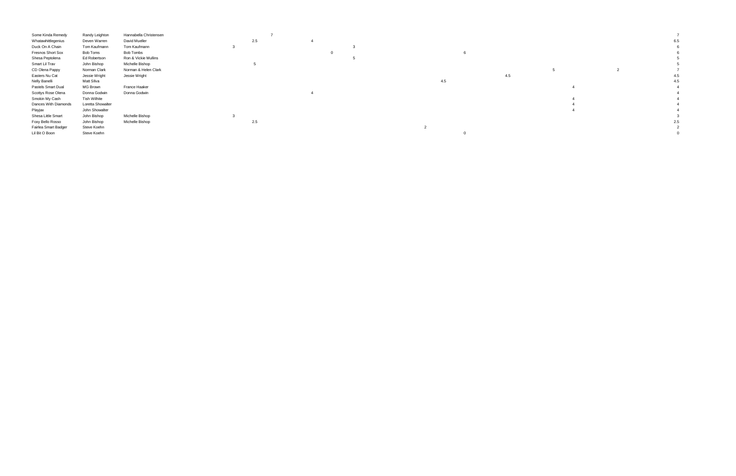| | | | | | | | | | | | | | | | | |
|---|---|---|---|---|---|---|---|---|---|---|---|---|---|---|---|---|
| Some Kinda Remedy | Randy Leighton | Hannabella Christensen | | | 7 | | | | | | | | | | | 7 |
| Whatawhittlegenius | Deven Warren | David Mueller | | 2.5 | | 4 | | | | | | | | | | 6.5 |
| Duck On A Chain | Tom Kaufmann | Tom Kaufmann | 3 | | | | | 3 | | | | | | | | 6 |
| Fresnos Short Sox | Bob Toms | Bob Tombs | | | | | 0 | | | | 6 | | | | | 6 |
| Shesa Peptolena | Ed Robertson | Ron & Vickie Mullins | | | | | | 5 | | | | | | | | 5 |
| Smart Lil Trav | John Bishop | Michelle Bishop | | 5 | | | | | | | | | | | | 5 |
| CD Olena Pappy | Norman Clark | Norman & Helen Clark | | | | | | | | | | | 5 | | 2 | 7 |
| Easters Nu Cat | Jessie Wright | Jessie Wright | | | | | | | | | | 4.5 | | | | 4.5 |
| Nelly Banelli | Matt Silva | | | | | | | | | 4.5 | | | | | | 4.5 |
| Pastels Smart Dual | MG Brown | France Haaker | | | | | | | | | | | | 4 | | 4 |
| Scottys Rose Olena | Donna Godwin | Donna Godwin | | | | 4 | | | | | | | | | | 4 |
| Smokin My Cash | Tish Wilhite | | | | | | | | | | | | | 4 | | 4 |
| Dances With Diamonds | Loretta Showalter | | | | | | | | | | | | | 4 | | 4 |
| Playjax | John Showalter | | | | | | | | | | | | | 4 | | 4 |
| Shesa Little Smart | John Bishop | Michelle Bishop | 3 | | | | | | | | | | | | | 3 |
| Foxy Bello Rosso | John Bishop | Michelle Bishop | | 2.5 | | | | | | | | | | | | 2.5 |
| Fairlea Smart Badger | Steve Koehn | | | | | | | | 2 | | | | | | | 2 |
| Lil Bit O Boon | Steve Koehn | | | | | | | | | | 0 | | | | | 0 |